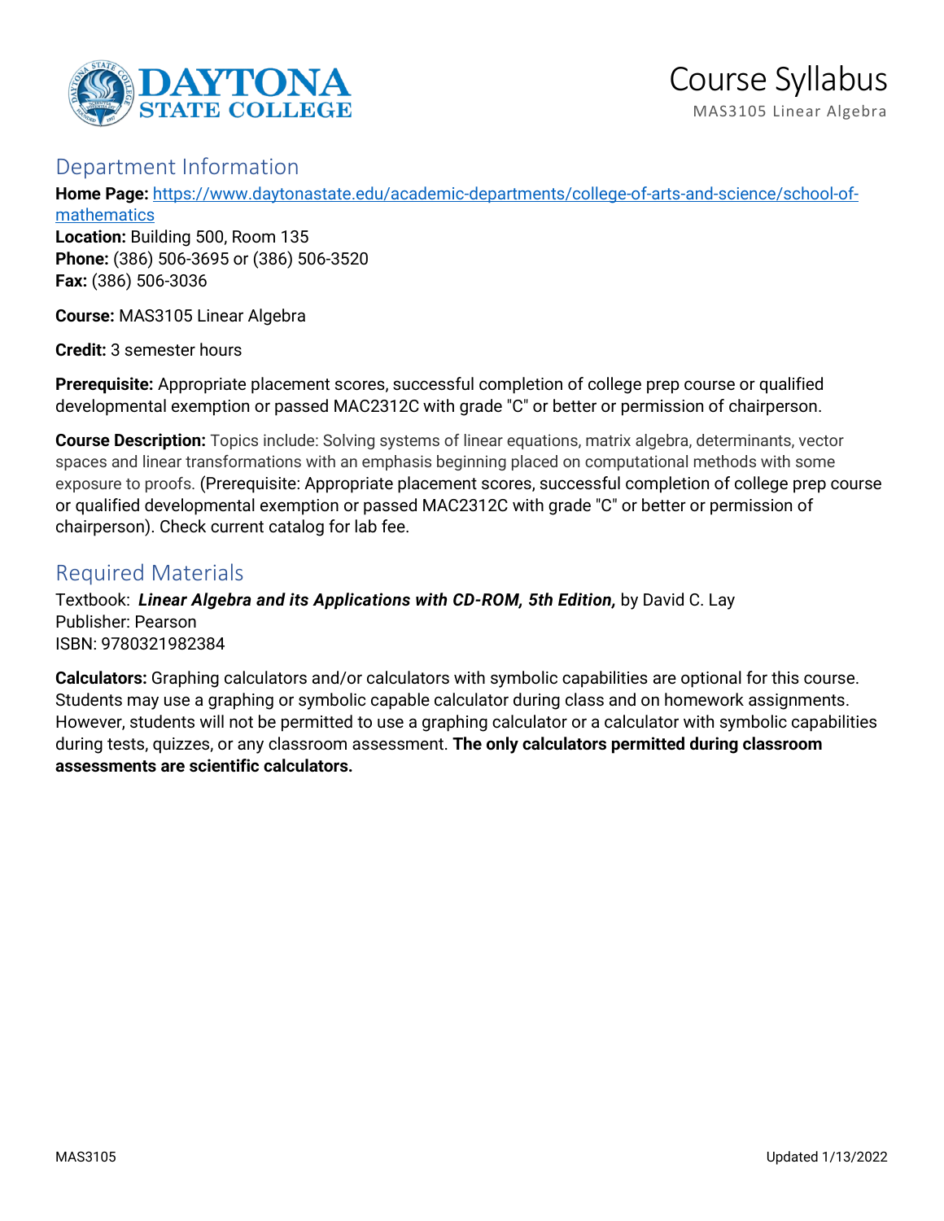# Course Syllabus

MAS3105 Linear Algebra

## Department Information

**Home Page:** [https://www.daytonastate.edu/academic-departments/college-of-arts-and-science/school-of-mathematics](https://www.daytonastate.edu/academic-departments/college-of-arts-and-science/school-of-mathematics)
**Location:** Building 500, Room 135
**Phone:** (386) 506-3695 or (386) 506-3520
**Fax:** (386) 506-3036

**Course:** MAS3105 Linear Algebra

**Credit:** 3 semester hours

**Prerequisite:** Appropriate placement scores, successful completion of college prep course or qualified developmental exemption or passed MAC2312C with grade "C" or better or permission of chairperson.

**Course Description:** Topics include: Solving systems of linear equations, matrix algebra, determinants, vector spaces and linear transformations with an emphasis beginning placed on computational methods with some exposure to proofs. (Prerequisite: Appropriate placement scores, successful completion of college prep course or qualified developmental exemption or passed MAC2312C with grade "C" or better or permission of chairperson). Check current catalog for lab fee.

## Required Materials

Textbook: ***Linear Algebra and its Applications with CD-ROM, 5th Edition,*** by David C. Lay
Publisher: Pearson
ISBN: 9780321982384

**Calculators:** Graphing calculators and/or calculators with symbolic capabilities are optional for this course. Students may use a graphing or symbolic capable calculator during class and on homework assignments. However, students will not be permitted to use a graphing calculator or a calculator with symbolic capabilities during tests, quizzes, or any classroom assessment. **The only calculators permitted during classroom assessments are scientific calculators.**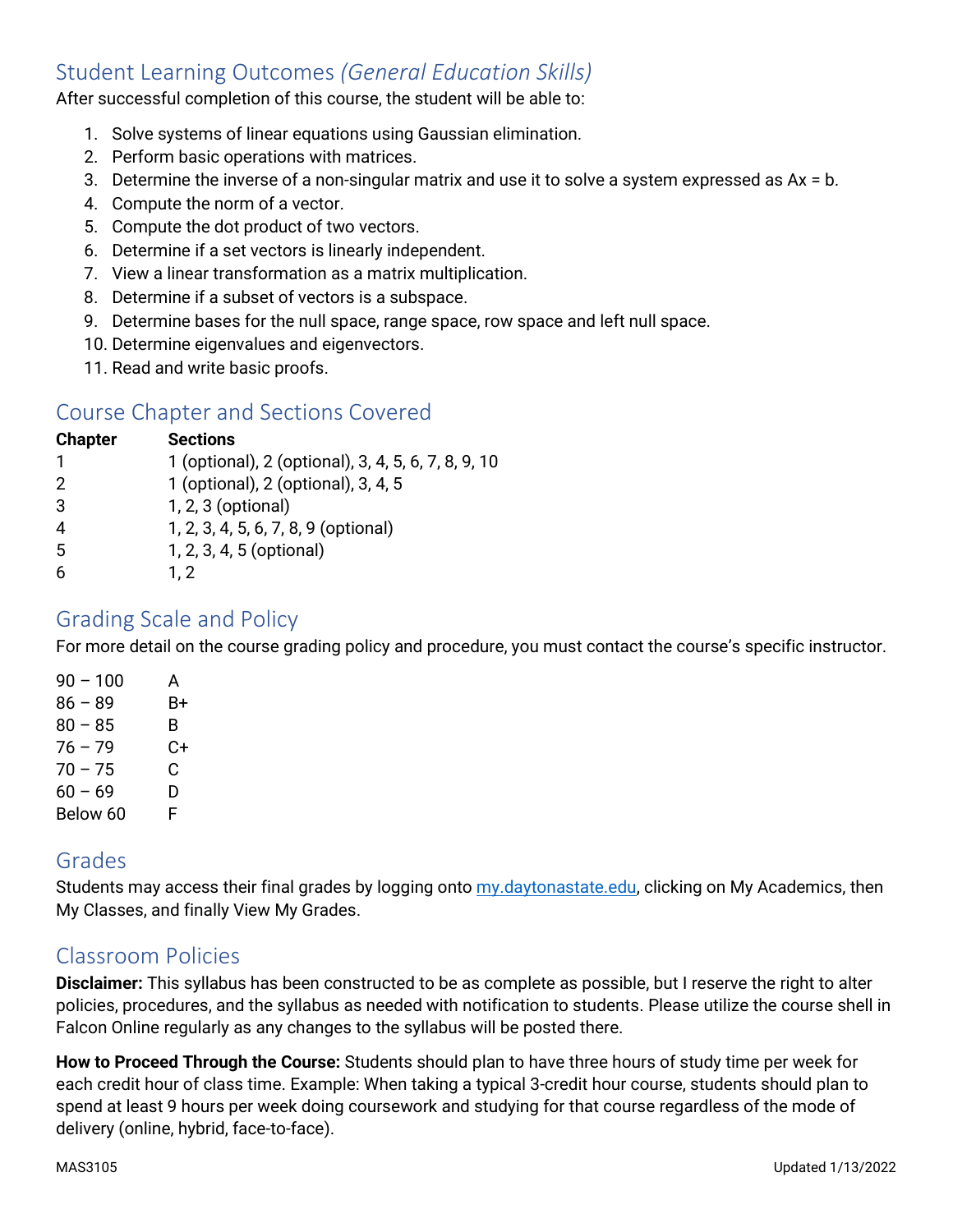## Student Learning Outcomes *(General Education Skills)*

After successful completion of this course, the student will be able to:

1. Solve systems of linear equations using Gaussian elimination.
2. Perform basic operations with matrices.
3. Determine the inverse of a non-singular matrix and use it to solve a system expressed as Ax = b.
4. Compute the norm of a vector.
5. Compute the dot product of two vectors.
6. Determine if a set vectors is linearly independent.
7. View a linear transformation as a matrix multiplication.
8. Determine if a subset of vectors is a subspace.
9. Determine bases for the null space, range space, row space and left null space.
10. Determine eigenvalues and eigenvectors.
11. Read and write basic proofs.

## Course Chapter and Sections Covered

| Chapter | Sections |
|---|---|
| 1 | 1 (optional), 2 (optional), 3, 4, 5, 6, 7, 8, 9, 10 |
| 2 | 1 (optional), 2 (optional), 3, 4, 5 |
| 3 | 1, 2, 3 (optional) |
| 4 | 1, 2, 3, 4, 5, 6, 7, 8, 9 (optional) |
| 5 | 1, 2, 3, 4, 5 (optional) |
| 6 | 1, 2 |

## Grading Scale and Policy

For more detail on the course grading policy and procedure, you must contact the course's specific instructor.

| | |
|---|---|
| 90 – 100 | A |
| 86 – 89 | B+ |
| 80 – 85 | B |
| 76 – 79 | C+ |
| 70 – 75 | C |
| 60 – 69 | D |
| Below 60 | F |

## Grades

Students may access their final grades by logging onto my.daytonastate.edu, clicking on My Academics, then My Classes, and finally View My Grades.

## Classroom Policies

**Disclaimer:** This syllabus has been constructed to be as complete as possible, but I reserve the right to alter policies, procedures, and the syllabus as needed with notification to students. Please utilize the course shell in Falcon Online regularly as any changes to the syllabus will be posted there.

**How to Proceed Through the Course:** Students should plan to have three hours of study time per week for each credit hour of class time. Example: When taking a typical 3-credit hour course, students should plan to spend at least 9 hours per week doing coursework and studying for that course regardless of the mode of delivery (online, hybrid, face-to-face).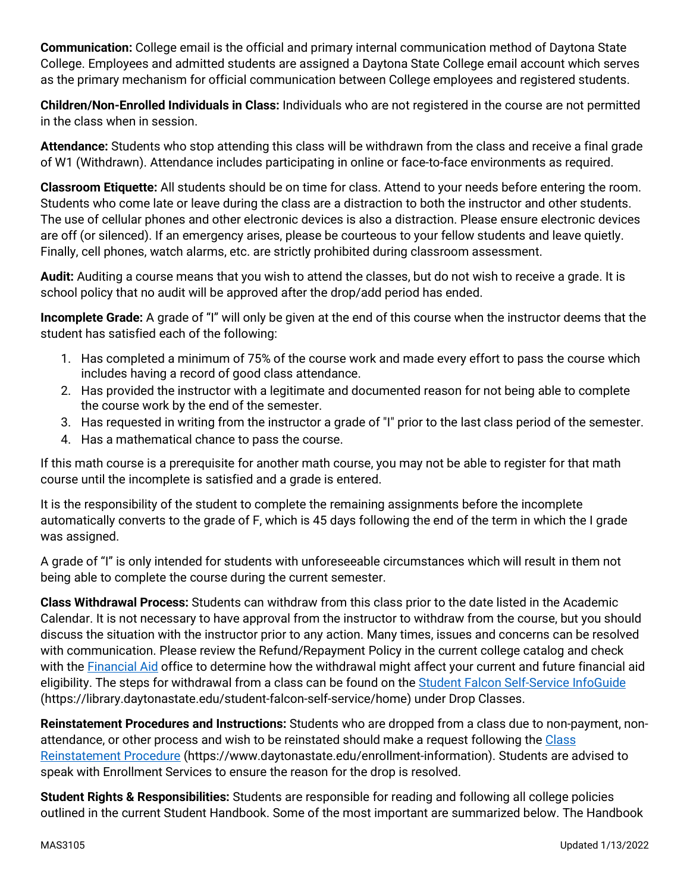**Communication:** College email is the official and primary internal communication method of Daytona State College. Employees and admitted students are assigned a Daytona State College email account which serves as the primary mechanism for official communication between College employees and registered students.

**Children/Non-Enrolled Individuals in Class:** Individuals who are not registered in the course are not permitted in the class when in session.

**Attendance:** Students who stop attending this class will be withdrawn from the class and receive a final grade of W1 (Withdrawn). Attendance includes participating in online or face-to-face environments as required.

**Classroom Etiquette:** All students should be on time for class. Attend to your needs before entering the room. Students who come late or leave during the class are a distraction to both the instructor and other students. The use of cellular phones and other electronic devices is also a distraction. Please ensure electronic devices are off (or silenced). If an emergency arises, please be courteous to your fellow students and leave quietly. Finally, cell phones, watch alarms, etc. are strictly prohibited during classroom assessment.

**Audit:** Auditing a course means that you wish to attend the classes, but do not wish to receive a grade. It is school policy that no audit will be approved after the drop/add period has ended.

**Incomplete Grade:** A grade of "I" will only be given at the end of this course when the instructor deems that the student has satisfied each of the following:

1. Has completed a minimum of 75% of the course work and made every effort to pass the course which includes having a record of good class attendance.
2. Has provided the instructor with a legitimate and documented reason for not being able to complete the course work by the end of the semester.
3. Has requested in writing from the instructor a grade of "I" prior to the last class period of the semester.
4. Has a mathematical chance to pass the course.

If this math course is a prerequisite for another math course, you may not be able to register for that math course until the incomplete is satisfied and a grade is entered.

It is the responsibility of the student to complete the remaining assignments before the incomplete automatically converts to the grade of F, which is 45 days following the end of the term in which the I grade was assigned.

A grade of "I" is only intended for students with unforeseeable circumstances which will result in them not being able to complete the course during the current semester.

**Class Withdrawal Process:** Students can withdraw from this class prior to the date listed in the Academic Calendar. It is not necessary to have approval from the instructor to withdraw from the course, but you should discuss the situation with the instructor prior to any action. Many times, issues and concerns can be resolved with communication. Please review the Refund/Repayment Policy in the current college catalog and check with the Financial Aid office to determine how the withdrawal might affect your current and future financial aid eligibility. The steps for withdrawal from a class can be found on the Student Falcon Self-Service InfoGuide (https://library.daytonastate.edu/student-falcon-self-service/home) under Drop Classes.

**Reinstatement Procedures and Instructions:** Students who are dropped from a class due to non-payment, non-attendance, or other process and wish to be reinstated should make a request following the Class Reinstatement Procedure (https://www.daytonastate.edu/enrollment-information). Students are advised to speak with Enrollment Services to ensure the reason for the drop is resolved.

**Student Rights & Responsibilities:** Students are responsible for reading and following all college policies outlined in the current Student Handbook. Some of the most important are summarized below. The Handbook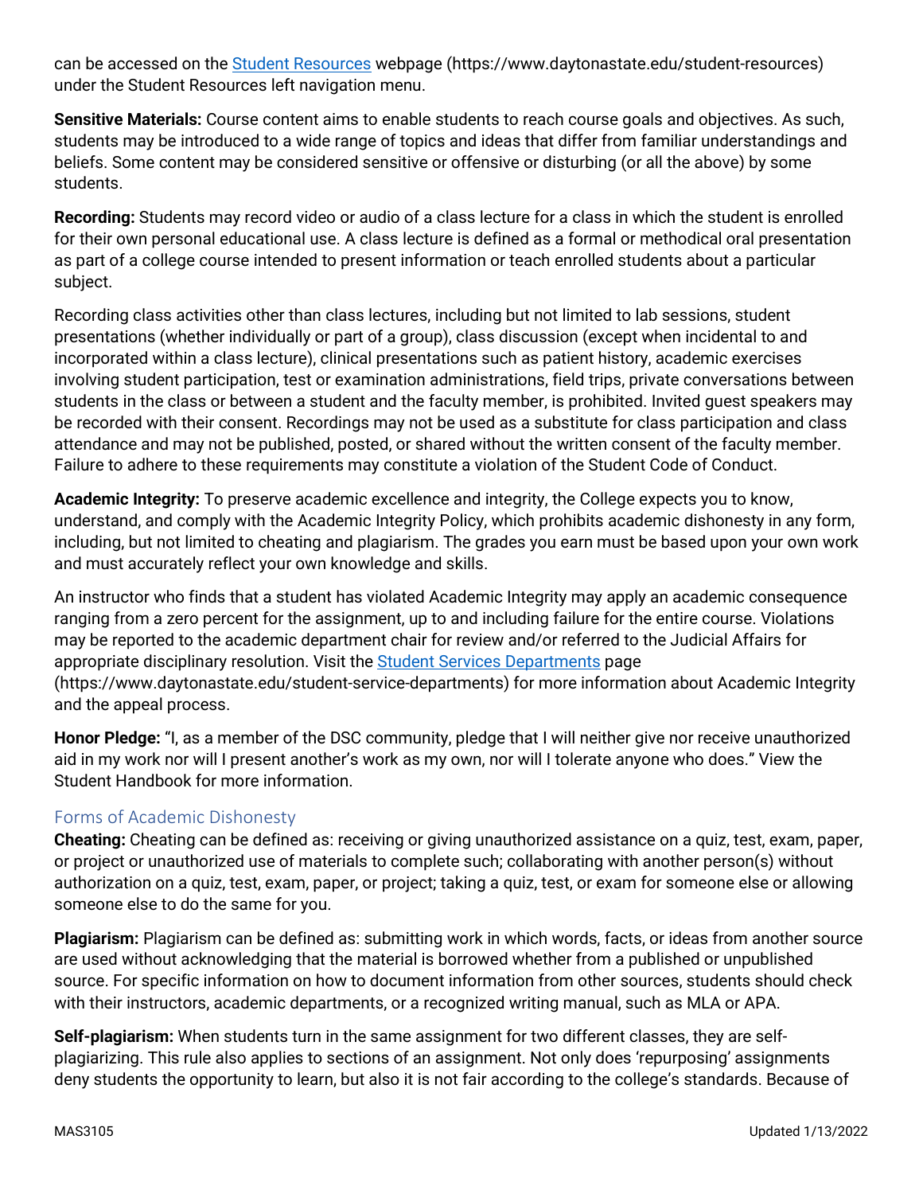can be accessed on the [Student Resources](https://www.daytonastate.edu/student-resources) webpage (https://www.daytonastate.edu/student-resources) under the Student Resources left navigation menu.

**Sensitive Materials:** Course content aims to enable students to reach course goals and objectives. As such, students may be introduced to a wide range of topics and ideas that differ from familiar understandings and beliefs. Some content may be considered sensitive or offensive or disturbing (or all the above) by some students.

**Recording:** Students may record video or audio of a class lecture for a class in which the student is enrolled for their own personal educational use. A class lecture is defined as a formal or methodical oral presentation as part of a college course intended to present information or teach enrolled students about a particular subject.

Recording class activities other than class lectures, including but not limited to lab sessions, student presentations (whether individually or part of a group), class discussion (except when incidental to and incorporated within a class lecture), clinical presentations such as patient history, academic exercises involving student participation, test or examination administrations, field trips, private conversations between students in the class or between a student and the faculty member, is prohibited. Invited guest speakers may be recorded with their consent. Recordings may not be used as a substitute for class participation and class attendance and may not be published, posted, or shared without the written consent of the faculty member. Failure to adhere to these requirements may constitute a violation of the Student Code of Conduct.

**Academic Integrity:** To preserve academic excellence and integrity, the College expects you to know, understand, and comply with the Academic Integrity Policy, which prohibits academic dishonesty in any form, including, but not limited to cheating and plagiarism. The grades you earn must be based upon your own work and must accurately reflect your own knowledge and skills.

An instructor who finds that a student has violated Academic Integrity may apply an academic consequence ranging from a zero percent for the assignment, up to and including failure for the entire course. Violations may be reported to the academic department chair for review and/or referred to the Judicial Affairs for appropriate disciplinary resolution. Visit the [Student Services Departments](https://www.daytonastate.edu/student-service-departments) page (https://www.daytonastate.edu/student-service-departments) for more information about Academic Integrity and the appeal process.

**Honor Pledge:** "I, as a member of the DSC community, pledge that I will neither give nor receive unauthorized aid in my work nor will I present another's work as my own, nor will I tolerate anyone who does." View the Student Handbook for more information.

## Forms of Academic Dishonesty

**Cheating:** Cheating can be defined as: receiving or giving unauthorized assistance on a quiz, test, exam, paper, or project or unauthorized use of materials to complete such; collaborating with another person(s) without authorization on a quiz, test, exam, paper, or project; taking a quiz, test, or exam for someone else or allowing someone else to do the same for you.

**Plagiarism:** Plagiarism can be defined as: submitting work in which words, facts, or ideas from another source are used without acknowledging that the material is borrowed whether from a published or unpublished source. For specific information on how to document information from other sources, students should check with their instructors, academic departments, or a recognized writing manual, such as MLA or APA.

**Self-plagiarism:** When students turn in the same assignment for two different classes, they are self-plagiarizing. This rule also applies to sections of an assignment. Not only does 'repurposing' assignments deny students the opportunity to learn, but also it is not fair according to the college's standards. Because of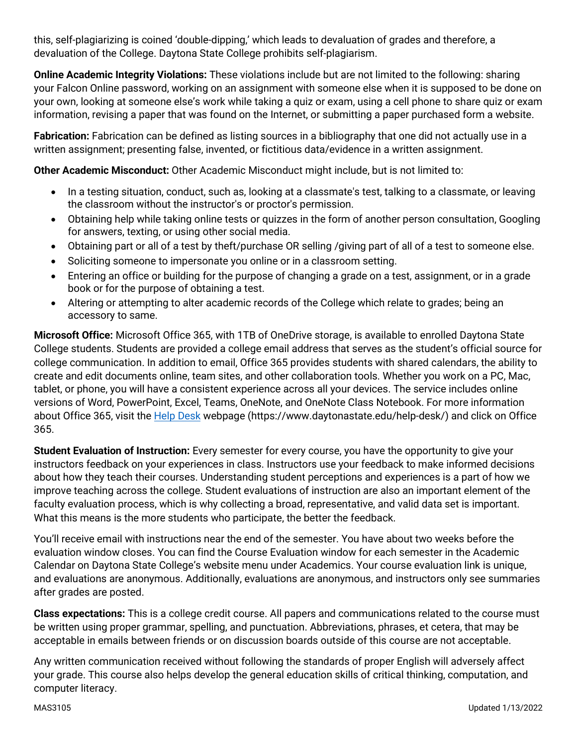this, self-plagiarizing is coined 'double-dipping,' which leads to devaluation of grades and therefore, a devaluation of the College. Daytona State College prohibits self-plagiarism.

**Online Academic Integrity Violations:** These violations include but are not limited to the following: sharing your Falcon Online password, working on an assignment with someone else when it is supposed to be done on your own, looking at someone else's work while taking a quiz or exam, using a cell phone to share quiz or exam information, revising a paper that was found on the Internet, or submitting a paper purchased form a website.

**Fabrication:** Fabrication can be defined as listing sources in a bibliography that one did not actually use in a written assignment; presenting false, invented, or fictitious data/evidence in a written assignment.

**Other Academic Misconduct:** Other Academic Misconduct might include, but is not limited to:

- In a testing situation, conduct, such as, looking at a classmate's test, talking to a classmate, or leaving the classroom without the instructor's or proctor's permission.
- Obtaining help while taking online tests or quizzes in the form of another person consultation, Googling for answers, texting, or using other social media.
- Obtaining part or all of a test by theft/purchase OR selling /giving part of all of a test to someone else.
- Soliciting someone to impersonate you online or in a classroom setting.
- Entering an office or building for the purpose of changing a grade on a test, assignment, or in a grade book or for the purpose of obtaining a test.
- Altering or attempting to alter academic records of the College which relate to grades; being an accessory to same.

**Microsoft Office:** Microsoft Office 365, with 1TB of OneDrive storage, is available to enrolled Daytona State College students. Students are provided a college email address that serves as the student's official source for college communication. In addition to email, Office 365 provides students with shared calendars, the ability to create and edit documents online, team sites, and other collaboration tools. Whether you work on a PC, Mac, tablet, or phone, you will have a consistent experience across all your devices. The service includes online versions of Word, PowerPoint, Excel, Teams, OneNote, and OneNote Class Notebook. For more information about Office 365, visit the [Help Desk](https://www.daytonastate.edu/help-desk/) webpage (https://www.daytonastate.edu/help-desk/) and click on Office 365.

**Student Evaluation of Instruction:** Every semester for every course, you have the opportunity to give your instructors feedback on your experiences in class. Instructors use your feedback to make informed decisions about how they teach their courses. Understanding student perceptions and experiences is a part of how we improve teaching across the college. Student evaluations of instruction are also an important element of the faculty evaluation process, which is why collecting a broad, representative, and valid data set is important. What this means is the more students who participate, the better the feedback.

You'll receive email with instructions near the end of the semester. You have about two weeks before the evaluation window closes. You can find the Course Evaluation window for each semester in the Academic Calendar on Daytona State College's website menu under Academics. Your course evaluation link is unique, and evaluations are anonymous. Additionally, evaluations are anonymous, and instructors only see summaries after grades are posted.

**Class expectations:** This is a college credit course. All papers and communications related to the course must be written using proper grammar, spelling, and punctuation. Abbreviations, phrases, et cetera, that may be acceptable in emails between friends or on discussion boards outside of this course are not acceptable.

Any written communication received without following the standards of proper English will adversely affect your grade. This course also helps develop the general education skills of critical thinking, computation, and computer literacy.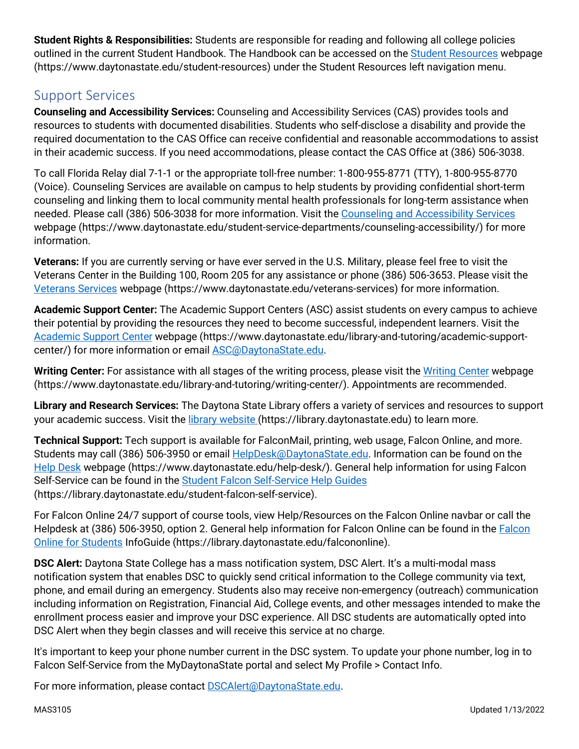**Student Rights & Responsibilities:** Students are responsible for reading and following all college policies outlined in the current Student Handbook. The Handbook can be accessed on the Student Resources webpage (https://www.daytonastate.edu/student-resources) under the Student Resources left navigation menu.

## Support Services

**Counseling and Accessibility Services:** Counseling and Accessibility Services (CAS) provides tools and resources to students with documented disabilities. Students who self-disclose a disability and provide the required documentation to the CAS Office can receive confidential and reasonable accommodations to assist in their academic success. If you need accommodations, please contact the CAS Office at (386) 506-3038.

To call Florida Relay dial 7-1-1 or the appropriate toll-free number: 1-800-955-8771 (TTY), 1-800-955-8770 (Voice). Counseling Services are available on campus to help students by providing confidential short-term counseling and linking them to local community mental health professionals for long-term assistance when needed. Please call (386) 506-3038 for more information. Visit the Counseling and Accessibility Services webpage (https://www.daytonastate.edu/student-service-departments/counseling-accessibility/) for more information.

**Veterans:** If you are currently serving or have ever served in the U.S. Military, please feel free to visit the Veterans Center in the Building 100, Room 205 for any assistance or phone (386) 506-3653. Please visit the Veterans Services webpage (https://www.daytonastate.edu/veterans-services) for more information.

**Academic Support Center:** The Academic Support Centers (ASC) assist students on every campus to achieve their potential by providing the resources they need to become successful, independent learners. Visit the Academic Support Center webpage (https://www.daytonastate.edu/library-and-tutoring/academic-support-center/) for more information or email ASC@DaytonaState.edu.

**Writing Center:** For assistance with all stages of the writing process, please visit the Writing Center webpage (https://www.daytonastate.edu/library-and-tutoring/writing-center/). Appointments are recommended.

**Library and Research Services:** The Daytona State Library offers a variety of services and resources to support your academic success. Visit the library website (https://library.daytonastate.edu) to learn more.

**Technical Support:** Tech support is available for FalconMail, printing, web usage, Falcon Online, and more. Students may call (386) 506-3950 or email HelpDesk@DaytonaState.edu. Information can be found on the Help Desk webpage (https://www.daytonastate.edu/help-desk/). General help information for using Falcon Self-Service can be found in the Student Falcon Self-Service Help Guides (https://library.daytonastate.edu/student-falcon-self-service).

For Falcon Online 24/7 support of course tools, view Help/Resources on the Falcon Online navbar or call the Helpdesk at (386) 506-3950, option 2. General help information for Falcon Online can be found in the Falcon Online for Students InfoGuide (https://library.daytonastate.edu/falcononline).

**DSC Alert:** Daytona State College has a mass notification system, DSC Alert. It's a multi-modal mass notification system that enables DSC to quickly send critical information to the College community via text, phone, and email during an emergency. Students also may receive non-emergency (outreach) communication including information on Registration, Financial Aid, College events, and other messages intended to make the enrollment process easier and improve your DSC experience. All DSC students are automatically opted into DSC Alert when they begin classes and will receive this service at no charge.

It's important to keep your phone number current in the DSC system. To update your phone number, log in to Falcon Self-Service from the MyDaytonaState portal and select My Profile > Contact Info.

For more information, please contact DSCAlert@DaytonaState.edu.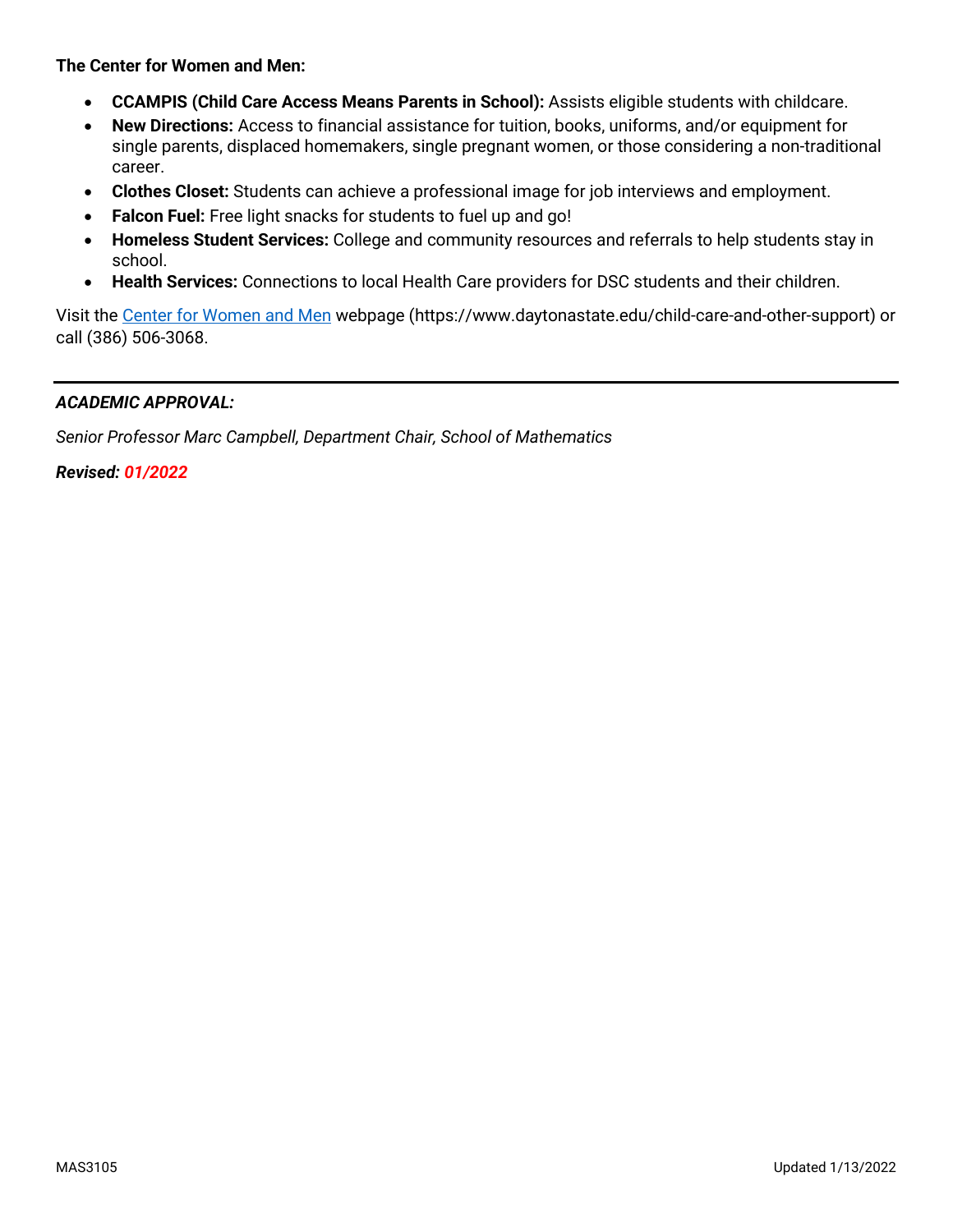**The Center for Women and Men:**

- **CCAMPIS (Child Care Access Means Parents in School):** Assists eligible students with childcare.
- **New Directions:** Access to financial assistance for tuition, books, uniforms, and/or equipment for single parents, displaced homemakers, single pregnant women, or those considering a non-traditional career.
- **Clothes Closet:** Students can achieve a professional image for job interviews and employment.
- **Falcon Fuel:** Free light snacks for students to fuel up and go!
- **Homeless Student Services:** College and community resources and referrals to help students stay in school.
- **Health Services:** Connections to local Health Care providers for DSC students and their children.

Visit the [Center for Women and Men](https://www.daytonastate.edu/child-care-and-other-support) webpage (https://www.daytonastate.edu/child-care-and-other-support) or call (386) 506-3068.

---

***ACADEMIC APPROVAL:***

*Senior Professor Marc Campbell, Department Chair, School of Mathematics*

***Revised: 01/2022***